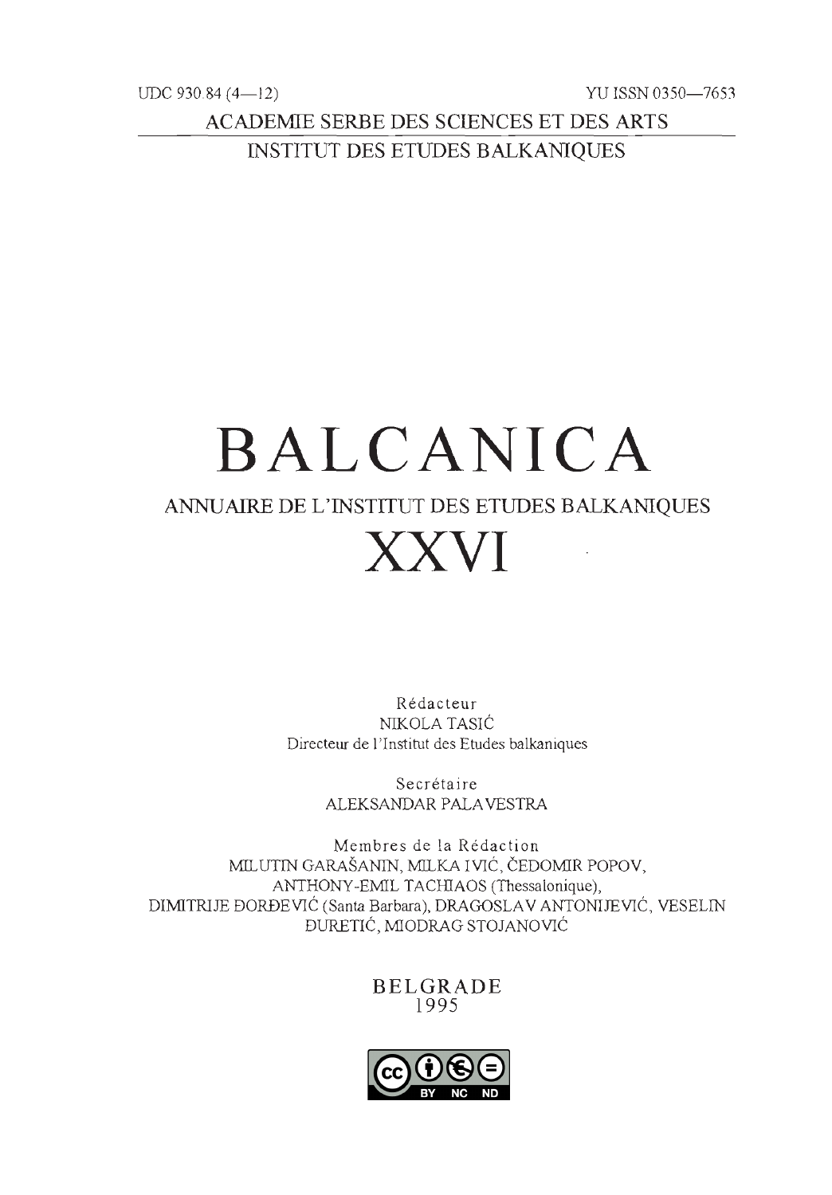UDC 930.84 (4—12)

YU ISSN 0350—7653

ACADEMIE SERBE DES SCIENCES ET DES ARTS

INSTITUT DES ETUDES BALKANIQUES

# BALCANICA

## ANNUAIRE DE L'INSTITUT DES ETUDES BALKANIQUES

# XXVI

Rédacteur
NIKOLA TASIĆ
Directeur de l'Institut des Etudes balkaniques

Secrétaire
ALEKSANDAR PALAVESTRA

Membres de la Rédaction
MILUTIN GARAŠANIN, MILKA IVIĆ, ČEDOMIR POPOV,
ANTHONY-EMIL TACHIAOS (Thessalonique),
DIMITRIJE ĐORĐEVIĆ (Santa Barbara), DRAGOSLAV ANTONIJEVIĆ, VESELIN ĐURETIĆ, MIODRAG STOJANOVIĆ

BELGRADE
1995

CC BY NC ND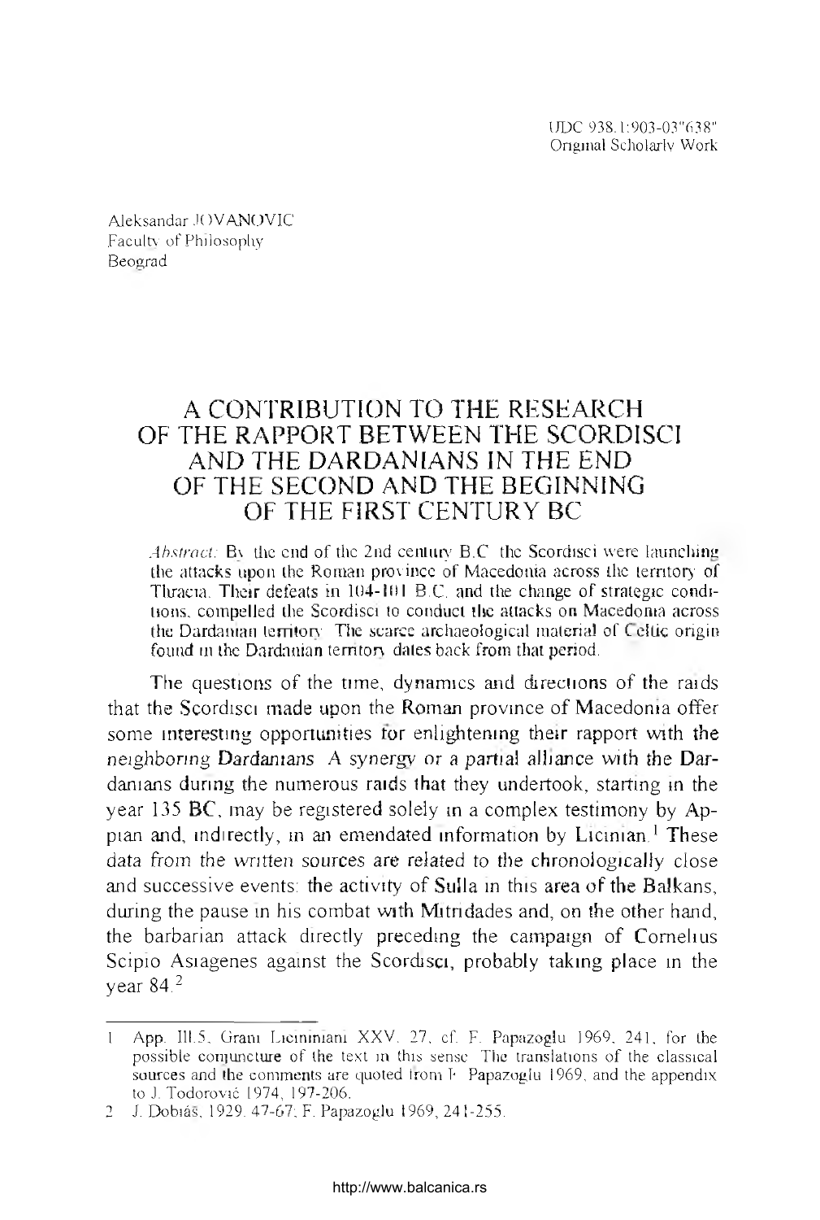UDC 938.1:903-03"638"
Original Scholarly Work

Aleksandar JOVANOVIC
Faculty of Philosophy
Beograd

# A CONTRIBUTION TO THE RESEARCH OF THE RAPPORT BETWEEN THE SCORDISCI AND THE DARDANIANS IN THE END OF THE SECOND AND THE BEGINNING OF THE FIRST CENTURY BC

*Abstract:* By the end of the 2nd century B.C. the Scordisci were launching the attacks upon the Roman province of Macedonia across the territory of Thracia. Their defeats in 104-101 B.C. and the change of strategic conditions, compelled the Scordisci to conduct the attacks on Macedonia across the Dardanian territory. The scarce archaeological material of Celtic origin found in the Dardanian territory dates back from that period.

The questions of the time, dynamics and directions of the raids that the Scordisci made upon the Roman province of Macedonia offer some interesting opportunities for enlightening their rapport with the neighboring Dardanians. A synergy or a partial alliance with the Dardanians during the numerous raids that they undertook, starting in the year 135 BC, may be registered solely in a complex testimony by Appian and, indirectly, in an emendated information by Licinian.[1] These data from the written sources are related to the chronologically close and successive events: the activity of Sulla in this area of the Balkans, during the pause in his combat with Mitridades and, on the other hand, the barbarian attack directly preceding the campaign of Cornelius Scipio Asiagenes against the Scordisci, probably taking place in the year 84.[2]

---

1 App. Ill.5, Grani Liciniani XXV. 27, cf. F. Papazoglu 1969, 241, for the possible conjuncture of the text in this sense. The translations of the classical sources and the comments are quoted from F. Papazoglu 1969, and the appendix to J. Todorović 1974, 197-206.

2 J. Dobiáš, 1929. 47-67; F. Papazoglu 1969, 241-255.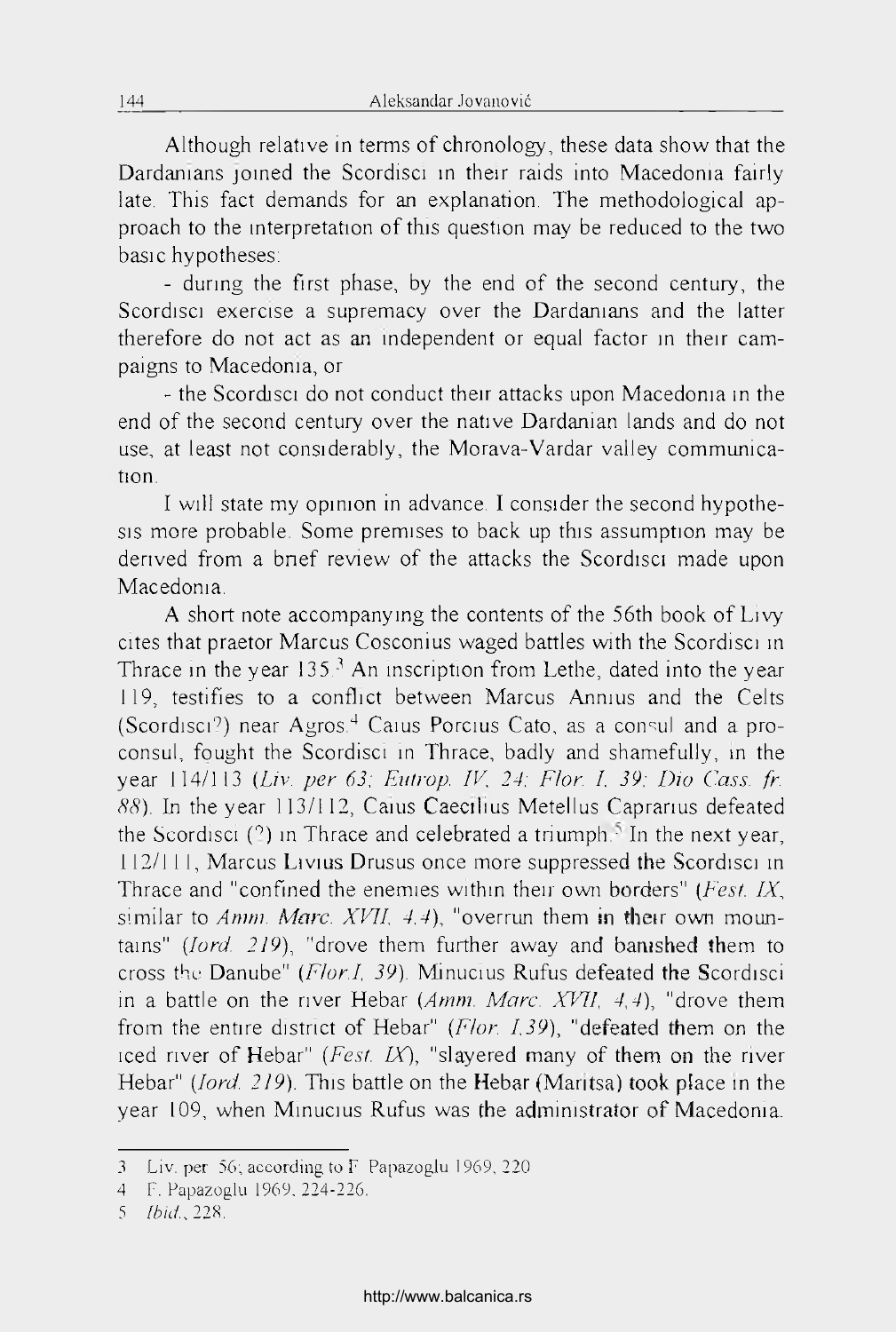Although relative in terms of chronology, these data show that the Dardanians joined the Scordisci in their raids into Macedonia fairly late. This fact demands for an explanation. The methodological approach to the interpretation of this question may be reduced to the two basic hypotheses:

- during the first phase, by the end of the second century, the Scordisci exercise a supremacy over the Dardanians and the latter therefore do not act as an independent or equal factor in their campaigns to Macedonia, or

- the Scordisci do not conduct their attacks upon Macedonia in the end of the second century over the native Dardanian lands and do not use, at least not considerably, the Morava-Vardar valley communication.

I will state my opinion in advance. I consider the second hypothesis more probable. Some premises to back up this assumption may be derived from a brief review of the attacks the Scordisci made upon Macedonia.

A short note accompanying the contents of the 56th book of Livy cites that praetor Marcus Cosconius waged battles with the Scordisci in Thrace in the year 135.[3] An inscription from Lethe, dated into the year 119, testifies to a conflict between Marcus Annius and the Celts (Scordisci?) near Agros.[4] Caius Porcius Cato, as a consul and a proconsul, fought the Scordisci in Thrace, badly and shamefully, in the year 114/113 (*Liv. per 63; Eutrop. IV, 24; Flor. I, 39; Dio Cass. fr. 88*). In the year 113/112, Caius Caecilius Metellus Caprarius defeated the Scordisci (?) in Thrace and celebrated a triumph.[5] In the next year, 112/111, Marcus Livius Drusus once more suppressed the Scordisci in Thrace and "confined the enemies within their own borders" (*Fest. IX*, similar to *Amm. Marc. XVII, 4,4*), "overrun them in their own mountains" (*Iord. 219*), "drove them further away and banished them to cross the Danube" (*Flor.I, 39*). Minucius Rufus defeated the Scordisci in a battle on the river Hebar (*Amm. Marc. XVII, 4,4*), "drove them from the entire district of Hebar" (*Flor. I,39*), "defeated them on the iced river of Hebar" (*Fest. IX*), "slayered many of them on the river Hebar" (*Iord. 219*). This battle on the Hebar (Maritsa) took place in the year 109, when Minucius Rufus was the administrator of Macedonia.

---

3 Liv. per. 56; according to F. Papazoglu 1969, 220.

4 F. Papazoglu 1969, 224-226.

5 *Ibid.*, 228.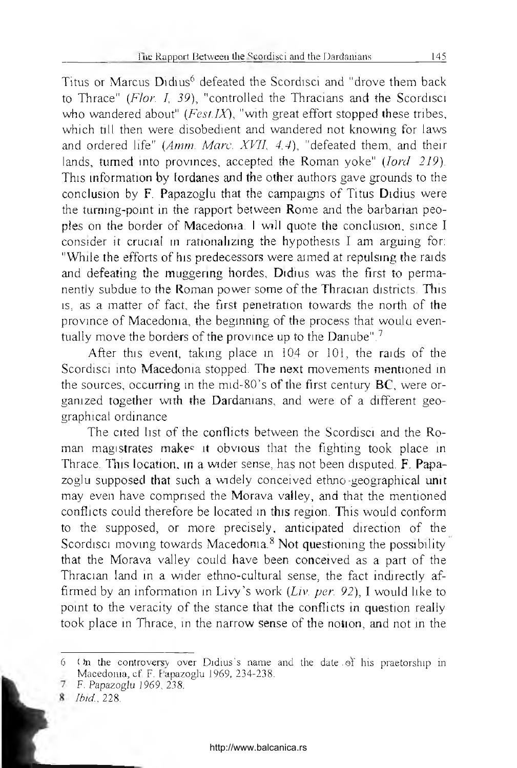Titus or Marcus Didius[6] defeated the Scordisci and "drove them back to Thrace" (*Flor. I, 39*), "controlled the Thracians and the Scordisci who wandered about" (*Fest.IX*), "with great effort stopped these tribes, which till then were disobedient and wandered not knowing for laws and ordered life" (*Amm. Marc. XVII, 4,4*), "defeated them, and their lands, turned into provinces, accepted the Roman yoke" (*Iord 219*). This information by Iordanes and the other authors gave grounds to the conclusion by F. Papazoglu that the campaigns of Titus Didius were the turning-point in the rapport between Rome and the barbarian peoples on the border of Macedonia. I will quote the conclusion, since I consider it crucial in rationalizing the hypothesis I am arguing for: "While the efforts of his predecessors were aimed at repulsing the raids and defeating the muggering hordes, Didius was the first to permanently subdue to the Roman power some of the Thracian districts. This is, as a matter of fact, the first penetration towards the north of the province of Macedonia, the beginning of the process that would eventually move the borders of the province up to the Danube".[7]

After this event, taking place in 104 or 101, the raids of the Scordisci into Macedonia stopped. The next movements mentioned in the sources, occurring in the mid-80's of the first century BC, were organized together with the Dardanians, and were of a different geographical ordinance.

The cited list of the conflicts between the Scordisci and the Roman magistrates makes it obvious that the fighting took place in Thrace. This location, in a wider sense, has not been disputed. F. Papazoglu supposed that such a widely conceived ethno-geographical unit may even have comprised the Morava valley, and that the mentioned conflicts could therefore be located in this region. This would conform to the supposed, or more precisely, anticipated direction of the Scordisci moving towards Macedonia.[8] Not questioning the possibility that the Morava valley could have been conceived as a part of the Thracian land in a wider ethno-cultural sense, the fact indirectly affirmed by an information in Livy's work (*Liv. per. 92*), I would like to point to the veracity of the stance that the conflicts in question really took place in Thrace, in the narrow sense of the notion, and not in the

---

6 On the controversy over Didius's name and the date of his praetorship in Macedonia, cf. F. Papazoglu 1969, 234-238.

7 F. Papazoglu 1969, 238.

8 *Ibid.*, 228.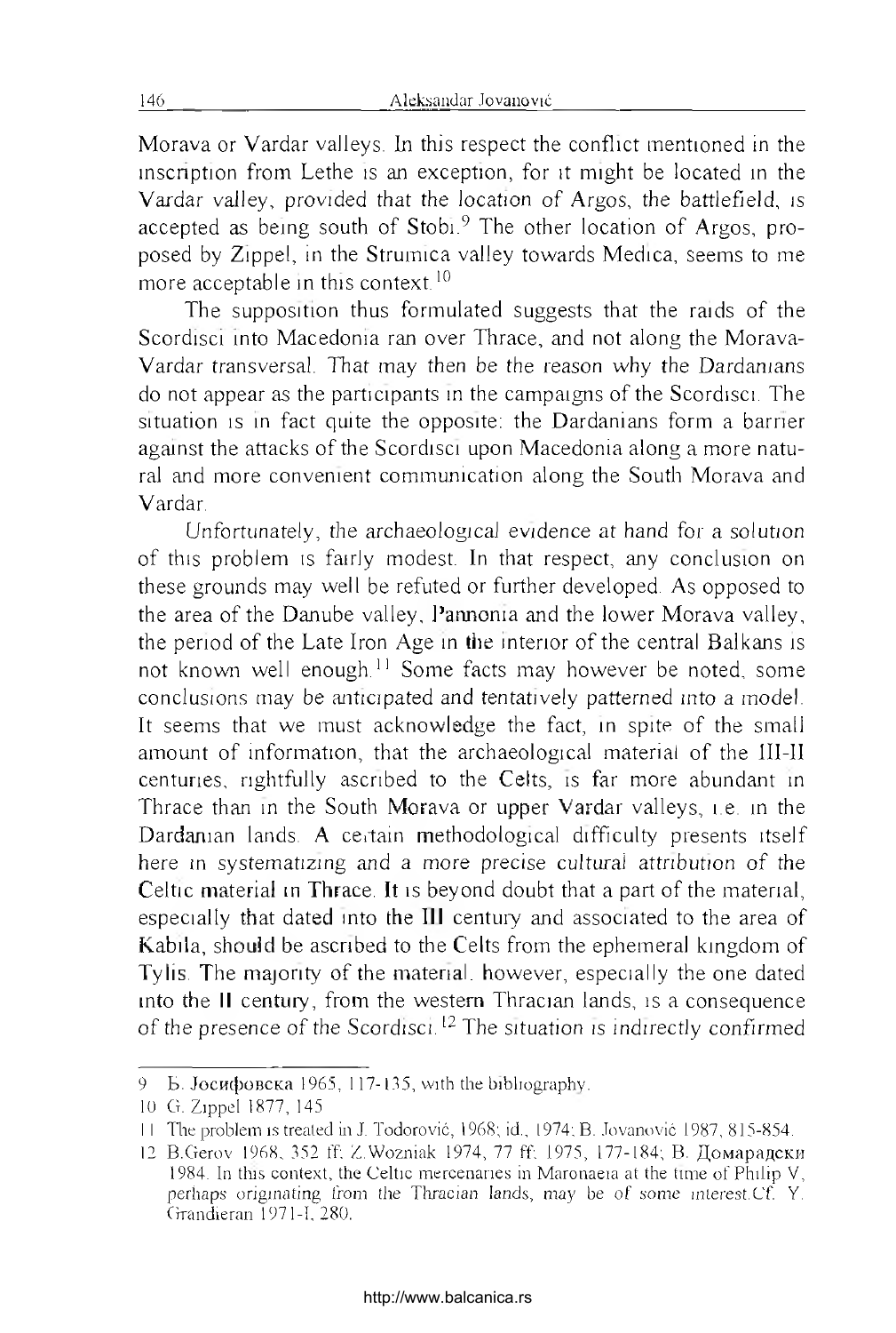Morava or Vardar valleys. In this respect the conflict mentioned in the inscription from Lethe is an exception, for it might be located in the Vardar valley, provided that the location of Argos, the battlefield, is accepted as being south of Stobi.[9] The other location of Argos, proposed by Zippel, in the Strumica valley towards Medica, seems to me more acceptable in this context.[10]

The supposition thus formulated suggests that the raids of the Scordisci into Macedonia ran over Thrace, and not along the Morava-Vardar transversal. That may then be the reason why the Dardanians do not appear as the participants in the campaigns of the Scordisci. The situation is in fact quite the opposite: the Dardanians form a barrier against the attacks of the Scordisci upon Macedonia along a more natural and more convenient communication along the South Morava and Vardar.

Unfortunately, the archaeological evidence at hand for a solution of this problem is fairly modest. In that respect, any conclusion on these grounds may well be refuted or further developed. As opposed to the area of the Danube valley, Pannonia and the lower Morava valley, the period of the Late Iron Age in the interior of the central Balkans is not known well enough.[11] Some facts may however be noted, some conclusions may be anticipated and tentatively patterned into a model. It seems that we must acknowledge the fact, in spite of the small amount of information, that the archaeological material of the III-II centuries, rightfully ascribed to the Celts, is far more abundant in Thrace than in the South Morava or upper Vardar valleys, i.e. in the Dardanian lands. A certain methodological difficulty presents itself here in systematizing and a more precise cultural attribution of the Celtic material in Thrace. It is beyond doubt that a part of the material, especially that dated into the III century and associated to the area of Kabila, should be ascribed to the Celts from the ephemeral kingdom of Tylis. The majority of the material, however, especially the one dated into the II century, from the western Thracian lands, is a consequence of the presence of the Scordisci.[12] The situation is indirectly confirmed

---

9 Б. Јосифовска 1965, 117-135, with the bibliography.

10 G. Zippel 1877, 145

11 The problem is treated in J. Todorović, 1968; id., 1974; B. Jovanović 1987, 815-854.

12 B.Gerov 1968, 352 ff; Z.Wozniak 1974, 77 ff; 1975, 177-184; В. Домарадски 1984. In this context, the Celtic mercenaries in Maronaeia at the time of Philip V, perhaps originating from the Thracian lands, may be of some interest.Cf. Y. Grandieran 1971-I, 280.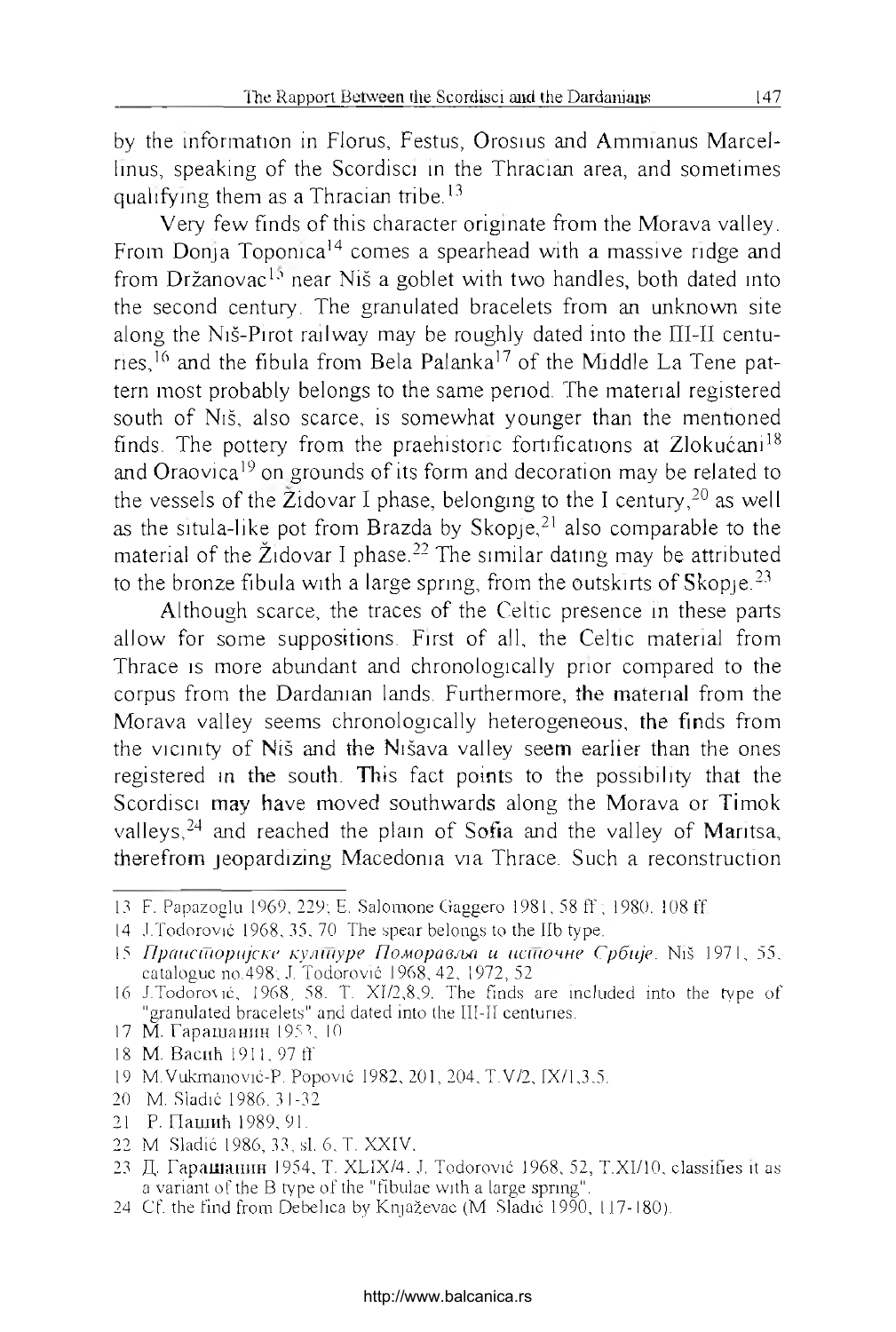by the information in Florus, Festus, Orosius and Ammianus Marcellinus, speaking of the Scordisci in the Thracian area, and sometimes qualifying them as a Thracian tribe.[13]

Very few finds of this character originate from the Morava valley. From Donja Toponica[14] comes a spearhead with a massive ridge and from Držanovac[15] near Niš a goblet with two handles, both dated into the second century. The granulated bracelets from an unknown site along the Niš-Pirot railway may be roughly dated into the III-II centuries,[16] and the fibula from Bela Palanka[17] of the Middle La Tene pattern most probably belongs to the same period. The material registered south of Niš, also scarce, is somewhat younger than the mentioned finds. The pottery from the praehistoric fortifications at Zlokućani[18] and Oraovica[19] on grounds of its form and decoration may be related to the vessels of the Židovar I phase, belonging in the I century,[20] as well as the situla-like pot from Brazda by Skopje,[21] also comparable to the material of the Židovar I phase.[22] The similar dating may be attributed to the bronze fibula with a large spring, from the outskirts of Skopje.[23]

Although scarce, the traces of the Celtic presence in these parts allow for some suppositions. First of all, the Celtic material from Thrace is more abundant and chronologically prior compared to the corpus from the Dardanian lands. Furthermore, the material from the Morava valley seems chronologically heterogeneous, the finds from the vicinity of Niš and the Nišava valley seem earlier than the ones registered in the south. This fact points to the possibility that the Scordisci may have moved southwards along the Morava or Timok valleys,[24] and reached the plain of Sofia and the valley of Maritsa, therefrom jeopardizing Macedonia via Thrace. Such a reconstruction

---

13 F. Papazoglu 1969, 229; E. Salomone Gaggero 1981, 58 ff.; 1980, 108 ff.

14 J.Todorović 1968, 35, 70. The spear belongs to the IIb type.

15 *Праисторијске културе Поморавља и источне Србије*. Niš 1971, 55, catalogue no.498; J. Todorović 1968, 42, 1972, 52.

16 J.Todorović, 1968, 58, T. XI/2,8,9. The finds are included into the type of "granulated bracelets" and dated into the III-II centuries.

17 M. Гарашанин 1953, 10.

18 M. Васић 1911, 97 ff.

19 M.Vukmanović-P. Popović 1982, 201, 204, T.V/2, IX/1,3,5.

20 M. Sladić 1986, 31-32.

21 P. Пашић 1989, 91.

22 M. Sladić 1986, 33, sl. 6, T. XXIV.

23 Д. Гарашанин 1954, T. XLIX/4. J. Todorović 1968, 52, T.XI/10, classifies it as a variant of the B type of the "fibulae with a large spring".

24 Cf. the find from Debelica by Knjaževac (M. Sladić 1990, 117-180).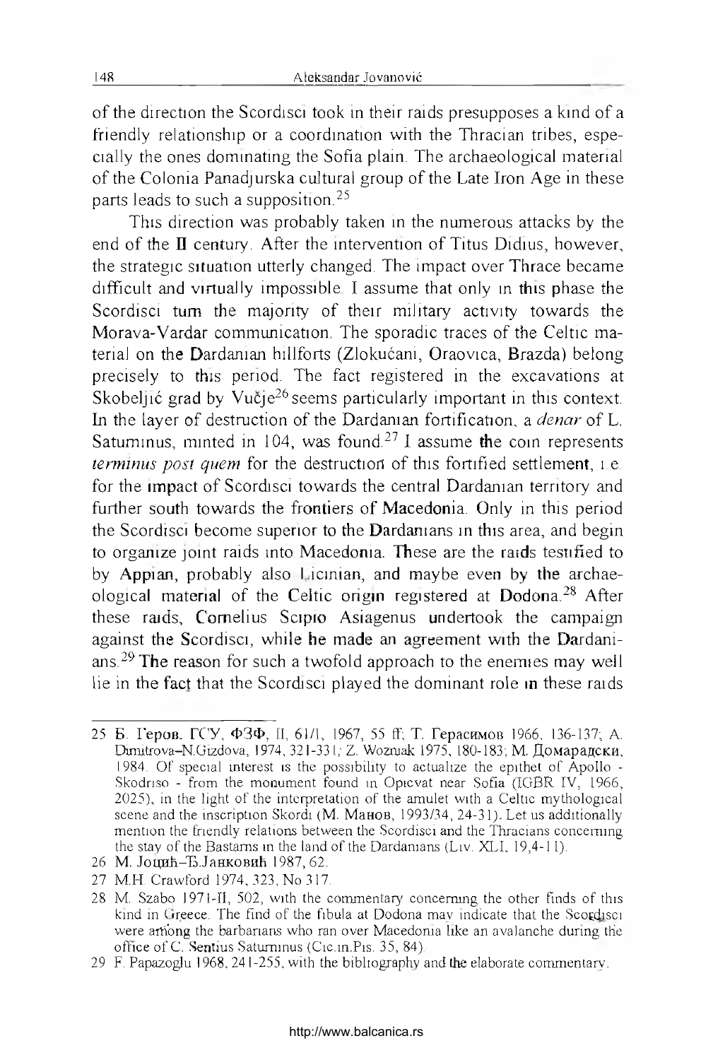of the direction the Scordisci took in their raids presupposes a kind of a friendly relationship or a coordination with the Thracian tribes, especially the ones dominating the Sofia plain. The archaeological material of the Colonia Panadjurska cultural group of the Late Iron Age in these parts leads to such a supposition.[25]

This direction was probably taken in the numerous attacks by the end of the II century. After the intervention of Titus Didius, however, the strategic situation utterly changed. The impact over Thrace became difficult and virtually impossible. I assume that only in this phase the Scordisci turn the majority of their military activity towards the Morava-Vardar communication. The sporadic traces of the Celtic material on the Dardanian hillforts (Zlokućani, Oraovica, Brazda) belong precisely to this period. The fact registered in the excavations at Skobeljić grad by Vučje[26] seems particularly important in this context. In the layer of destruction of the Dardanian fortification, a *denar* of L. Saturninus, minted in 104, was found.[27] I assume the coin represents *terminus post quem* for the destruction of this fortified settlement, i.e. for the impact of Scordisci towards the central Dardanian territory and further south towards the frontiers of Macedonia. Only in this period the Scordisci become superior to the Dardanians in this area, and begin to organize joint raids into Macedonia. These are the raids testified to by Appian, probably also Licinian, and maybe even by the archaeological material of the Celtic origin registered at Dodona.[28] After these raids, Cornelius Scipio Asiagenus undertook the campaign against the Scordisci, while he made an agreement with the Dardanians.[29] The reason for such a twofold approach to the enemies may well lie in the fact that the Scordisci played the dominant role in these raids

---

25 Б. Геров, ГСУ, ФЗФ, II, 61/1, 1967, 55 ff; Т. Герасимов 1966, 136-137; A. Dimitrova–N.Gizdova, 1974, 321-331; Z. Wozniak 1975, 180-183; М. Домарадски, 1984. Of special interest is the possibility to actualize the epithet of Apollo - Skodriso - from the monument found in Opicvat near Sofia (IGBR IV, 1966, 2025), in the light of the interpretation of the amulet with a Celtic mythological scene and the inscription Skordi (М. Манов, 1993/34, 24-31). Let us additionally mention the friendly relations between the Scordisci and the Thracians concerning the stay of the Bastarns in the land of the Dardanians (Liv. XLI, 19,4-11).

26 М. Јоцић–Б.Јанковић 1987, 62.

27 M.H. Crawford 1974, 323, No 317.

28 M. Szabo 1971-II, 502, with the commentary concerning the other finds of this kind in Greece. The find of the fibula at Dodona may indicate that the Scordisci were among the barbarians who ran over Macedonia like an avalanche during the office of C. Sentius Saturninus (Cic.in.Pis. 35, 84).

29 F. Papazoglu 1968, 241-255, with the bibliography and the elaborate commentary.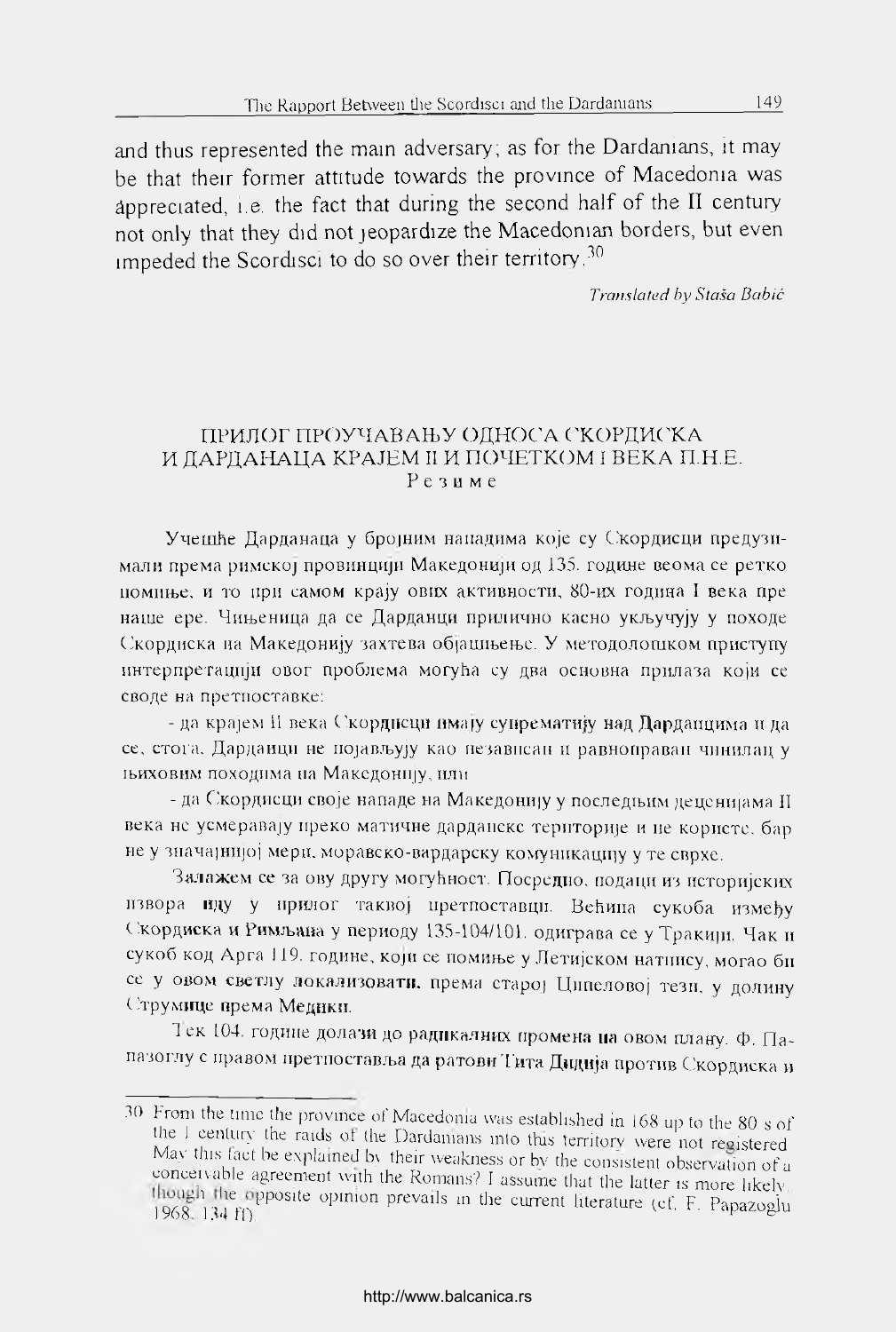and thus represented the main adversary; as for the Dardanians, it may be that their former attitude towards the province of Macedonia was appreciated, i.e. the fact that during the second half of the II century not only that they did not jeopardize the Macedonian borders, but even impeded the Scordisci to do so over their territory.[30]

*Translated by Staša Babić*

## ПРИЛОГ ПРОУЧАВАЊУ ОДНОСА СКОРДИСКА И ДАРДАНАЦА КРАЈЕМ II И ПОЧЕТКОМ I ВЕКА П.Н.Е.

Резиме

Учешће Дарданаца у бројним нападима које су Скордисци предузимали према римској провинцији Македонији од 135. године веома се ретко помиње, и то при самом крају ових активности, 80-их година I века пре наше ере. Чињеница да се Дарданци прилично касно укључују у походе Скордиска на Македонију захтева објашњење. У методолошком приступу интерпретацији овог проблема могућа су два основна прилаза који се своде на претпоставке:

- да крајем II века Скордисци имају супрематију над Дарданцима и да се, стога, Дарданци не појављују као независан и равноправан чинилац у њиховим походима на Македонију, или

- да Скордисци своје нападе на Македонију у последњим деценијама II века не усмеравају преко матичне дарданске територије и не користе, бар не у значајнијој мери, моравско-вардарску комуникацију у те сврхе.

Залажем се за ову другу могућност. Посредно, подаци из историјских извора иду у прилог таквој претпоставци. Већина сукоба између Скордиска и Римљана у периоду 135-104/101. одиграва се у Тракији. Чак и сукоб код Арга 119. године, који се помиње у Летијском натпису, могао би се у овом светлу локализовати, према старој Ципеловој тези, у долину Струмице према Медики.

Тек 104. године долази до радикалних промена на овом плану. Ф. Папазоглу с правом претпоставља да ратови Тита Дидија против Скордиска и

30 From the time the province of Macedonia was established in 168 up to the 80 s of the I century the raids of the Dardanians into this territory were not registered. May this fact be explained by their weakness or by the consistent observation of a conceivable agreement with the Romans? I assume that the latter is more likely, though the opposite opinion prevails in the current literature (cf. F. Papazoglu 1968, 134 ff).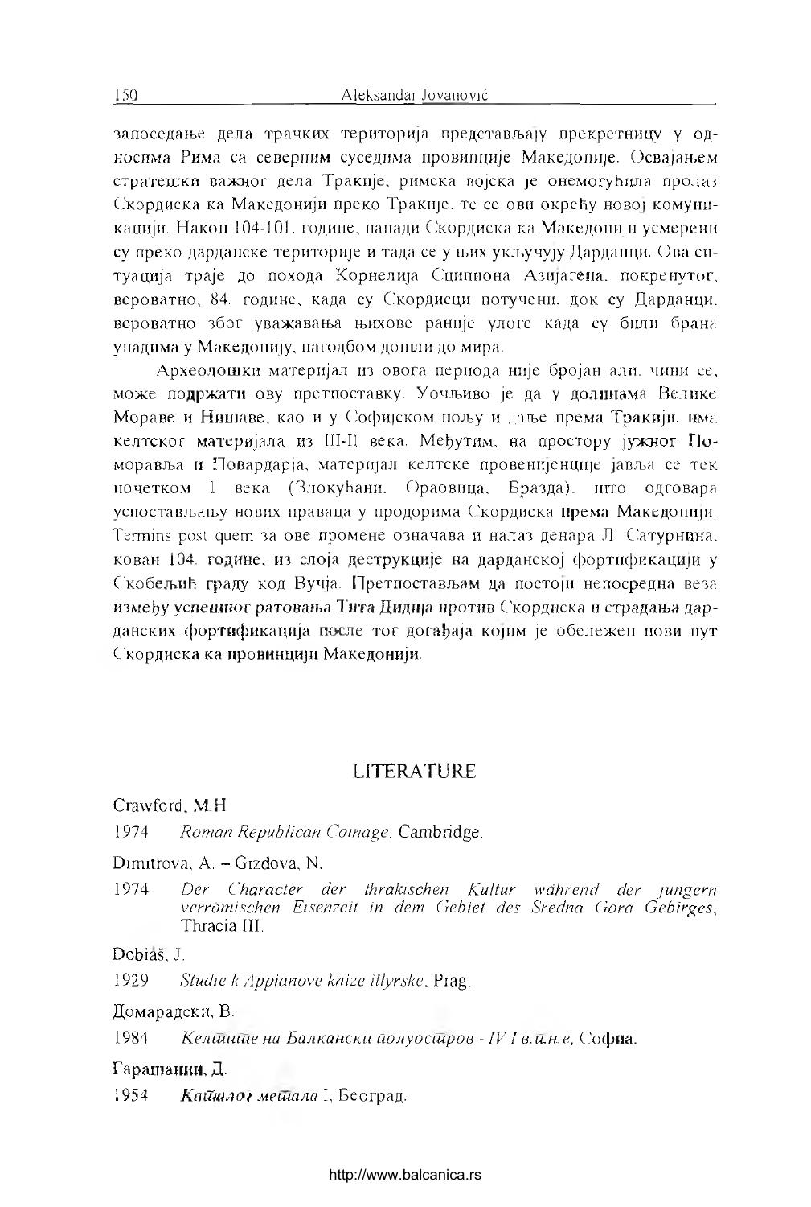заоседање дела трачких територија представљају прекретницу у односима Рима са северним суседима провинције Македоније. Освајањем стратешки важног дела Тракије, римска војска је онемогућила пролаз Скордиска ка Македонији преко Тракије, те се ови окрећу новој комуникацији. Након 104-101. године, напади Скордиска ка Македонији усмерени су преко дарданске територије и тада се у њих укључују Дарданци. Ова ситуација траје до похода Корнелија Сципиона Азијагена, покренутог, вероватно, 84. године, када су Скордисци потучени, док су Дарданци, вероватно због уважавања њихове раније улоге када су били брана упадима у Македонију, нагодбом дошли до мира.

Археолошки материјал из овога периода није бројан али, чини се, може подржати ову претпоставку. Уочљиво је да у долинама Велике Мораве и Нишаве, као и у Софијском пољу и даље према Тракији, има келтског материјала из III-II века. Међутим, на простору јужног Поморавља и Повардарја, материјал келтске провенијенције јавља се тек почетком I века (Злокућани, Ораовица, Бразда), што одговара успостављању нових праваца у продорима Скордиска према Македонији. *Terminus post quem* за ове промене означава и налаз денара Л. Сатурнина, кован 104. године, из слоја деструкције на дарданској фортификацији у Скобељић граду код Вучја. Претпостављам да постоји непосредна веза између успешног ратовања Тита Дидија против Скордиска и страдања дарданских фортификација после тог догађаја којим је обележен нови пут Скордиска ка провинцији Македонији.

## LITERATURE

Crawford, M.H

1974 *Roman Republican Coinage*. Cambridge.

Dimitrova, A. – Gizdova, N.

1974 *Der Character der thrakischen Kultur während der jungern verrömischen Eisenzeit in dem Gebiet des Sredna Gora Gebirges*, Thracia III.

Dobiáš, J.

1929 *Studie k Appianove knize illyrske*, Prag.

Домарадски, В.

1984 *Келтите на Балкански полуостров - IV-I в.п.н.е*, Софиа.

Гарашанин, Д.

1954 *Каталог метала* I, Београд.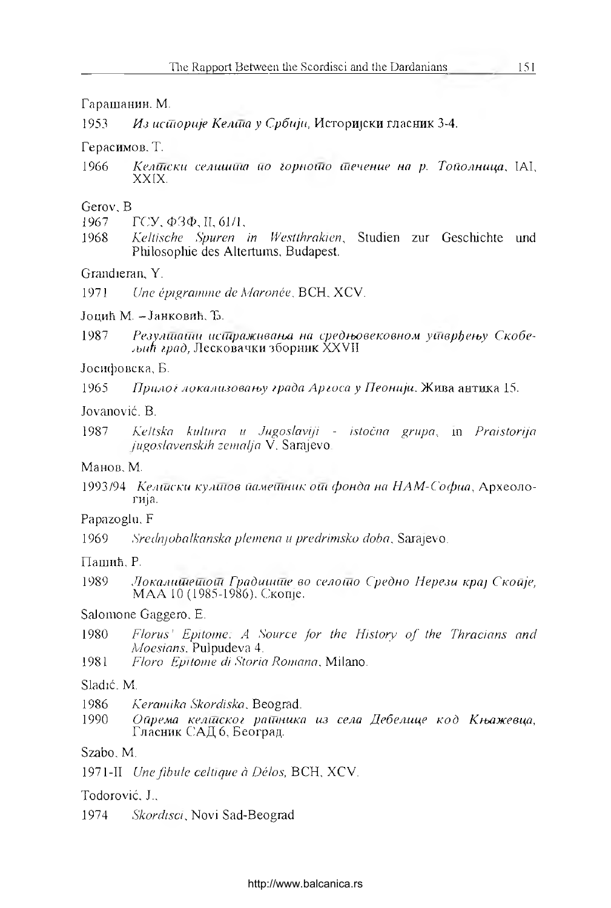Гарашанин. М.

1953 *Из историје Келта у Србији*, Историјски гласник 3-4.

Герасимов. Т.

1966 *Келтски селишта по горното течение на р. Тополница*, IAI, XXIX.

Gerov, B

1967 ГСУ, ФЗФ, II, 61/1,

1968 *Keltische Spuren in Westthrakien*, Studien zur Geschichte und Philosophie des Altertums, Budapest.

Grandjean, Y.

1971 *Une épigramme de Maronée*, BCH, XCV.

Јоцић М. – Јанковић, Ђ.

1987 *Резултати истраживања на средњовековном утврђењу Скобељић град*, Лесковачки зборник XXVII

Јосифовска, Б.

1965 *Прилог локализовању града Аргоса у Пеонији*. Жива антика 15.

Jovanović. B.

1987 *Keltska kultura u Jugoslaviji - istočna grupa*, in *Praistorija jugoslavenskih zemalja* V. Sarajevo.

Манов, М.

1993/94 *Келтски култов паметник от фонда на НАМ-София*, Археология.

Papazoglu. F

1969 *Srednjobalkanska plemena u predrimsko doba*, Sarajevo.

Пашић. Р.

1989 *Локалитетот Градиште во селото Средно Нерези крај Скопје*, МАА 10 (1985-1986). Скопје.

Salomone Gaggero, E.

1980 *Florus' Epitome. A Source for the History of the Thracians and Moesians*. Pulpudeva 4.

1981 *Floro Epitome di Storia Romana*, Milano.

Sladić. M.

1986 *Keramika Skordiska*, Beograd.

1990 *Опрема келтског ратника из села Дебелице код Књажевца*, Гласник САД 6, Београд.

Szabo. M.

1971-II *Une fibule celtique à Délos*, BCH, XCV.

Todorović, J.,

1974 *Skordisci*, Novi Sad-Beograd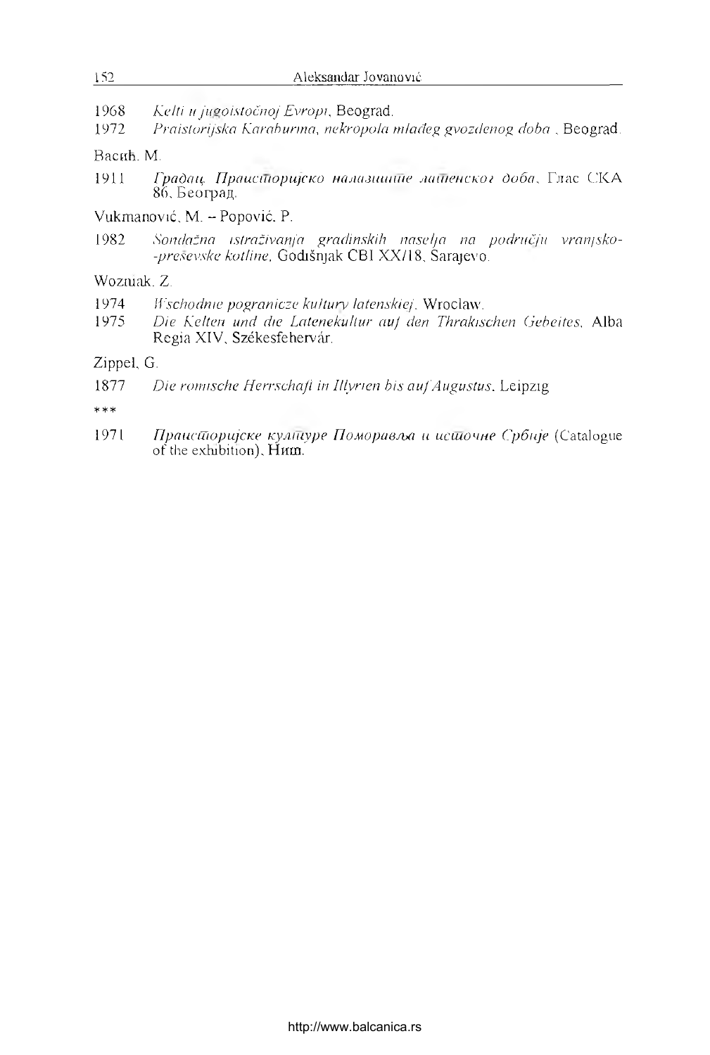1968 *Kelti u jugoistočnoj Evropi*, Beograd.

1972 *Praistorijska Karaburma, nekropola mlađeg gvozdenog doba* , Beograd.

Васић, М.

1911 *Градац. Праисторијско налазиште латенског доба*, Глас СКА 86, Београд.

Vukmanović, M. – Popović, P.

1982 *Sondažna istraživanja gradinskih naselja na području vranjsko--preševske kotline*, Godišnjak CBI XX/18, Sarajevo.

Wozniak, Z.

1974 *Wschodnie pogranicze kultury latenskiej*, Wroclaw.

1975 *Die Kelten und die Latenekultur auf den Thrakischen Gebeites*, Alba Regia XIV, Székesfehervár.

Zippel, G.

1877 *Die romische Herrschaft in Illyrien bis auf Augustus*, Leipzig

***

1971 *Праисторијске културе Поморавља и источне Србије* (Catalogue of the exhibition), Ниш.